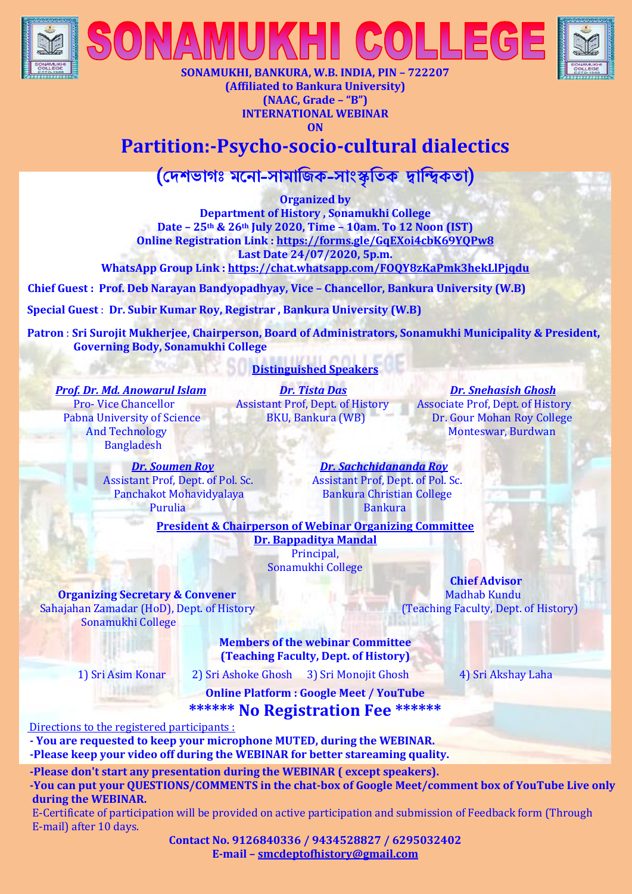# SONAMUKHI COLLEGE

**SONAMUKHI, BANKURA, W.B. INDIA, PIN – 722207**
**(Affiliated to Bankura University)**
**(NAAC, Grade – "B")**
**INTERNATIONAL WEBINAR**
**ON**

## Partition:-Psycho-socio-cultural dialectics

## (দেশভাগঃ মনো-সামাজিক-সাংস্কৃতিক দ্বান্দ্বিকতা)

**Organized by**
**Department of History , Sonamukhi College**
**Date – 25th & 26th July 2020, Time – 10am. To 12 Noon (IST)**
**Online Registration Link : https://forms.gle/GqEXoi4cbK69YQPw8**
**Last Date 24/07/2020, 5p.m.**
**WhatsApp Group Link : https://chat.whatsapp.com/FOQY8zKaPmk3hekLlPjqdu**

**Chief Guest : Prof. Deb Narayan Bandyopadhyay, Vice – Chancellor, Bankura University (W.B)**

**Special Guest : Dr. Subir Kumar Roy, Registrar , Bankura University (W.B)**

**Patron : Sri Surojit Mukherjee, Chairperson, Board of Administrators, Sonamukhi Municipality & President, Governing Body, Sonamukhi College**

### Distinguished Speakers

***Prof. Dr. Md. Anowarul Islam***
Pro- Vice Chancellor
Pabna University of Science And Technology
Bangladesh

***Dr. Tista Das***
Assistant Prof, Dept. of History
BKU, Bankura (WB)

***Dr. Snehasish Ghosh***
Associate Prof, Dept. of History
Dr. Gour Mohan Roy College
Monteswar, Burdwan

***Dr. Soumen Roy***
Assistant Prof, Dept. of Pol. Sc.
Panchakot Mohavidyalaya
Purulia

***Dr. Sachchidananda Roy***
Assistant Prof, Dept. of Pol. Sc.
Bankura Christian College
Bankura

**President & Chairperson of Webinar Organizing Committee**
**Dr. Bappaditya Mandal**
Principal,
Sonamukhi College

**Organizing Secretary & Convener**
Sahajahan Zamadar (HoD), Dept. of History
Sonamukhi College

**Chief Advisor**
Madhab Kundu
(Teaching Faculty, Dept. of History)

**Members of the webinar Committee**
**(Teaching Faculty, Dept. of History)**

1) Sri Asim Konar 2) Sri Ashoke Ghosh 3) Sri Monojit Ghosh 4) Sri Akshay Laha

**Online Platform : Google Meet / YouTube**

**\*\*\*\*\*\* No Registration Fee \*\*\*\*\*\***

Directions to the registered participants :

- **You are requested to keep your microphone MUTED, during the WEBINAR.**
- **Please keep your video off during the WEBINAR for better stareaming quality.**
- **Please don't start any presentation during the WEBINAR ( except speakers).**
- **You can put your QUESTIONS/COMMENTS in the chat-box of Google Meet/comment box of YouTube Live only during the WEBINAR.**

E-Certificate of participation will be provided on active participation and submission of Feedback form (Through E-mail) after 10 days.

**Contact No. 9126840336 / 9434528827 / 6295032402**
**E-mail – smcdeptofhistory@gmail.com**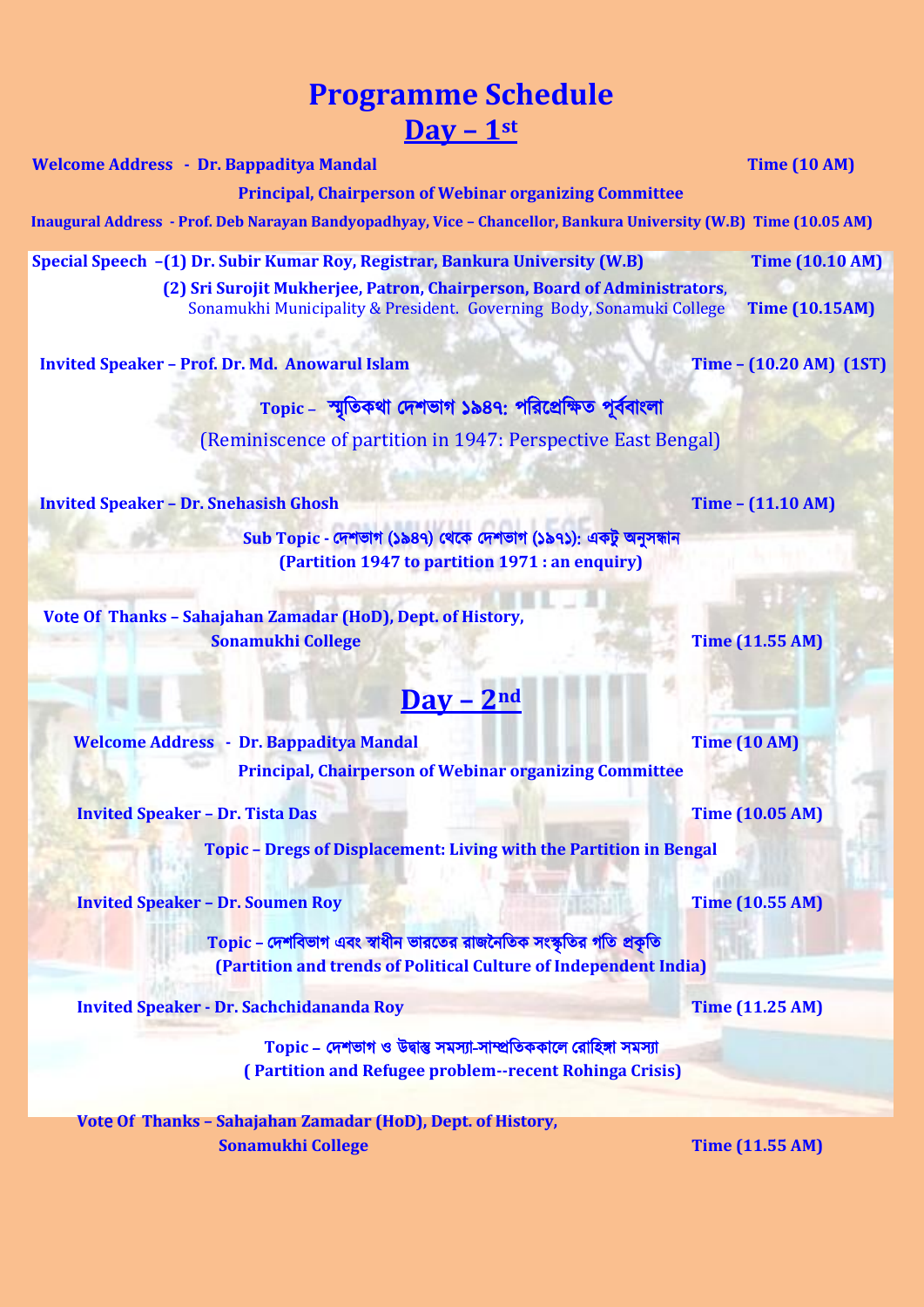# Programme Schedule

## Day – 1st

**Welcome Address - Dr. Bappaditya Mandal** **Time (10 AM)**

**Principal, Chairperson of Webinar organizing Committee**

**Inaugural Address - Prof. Deb Narayan Bandyopadhyay, Vice – Chancellor, Bankura University (W.B) Time (10.05 AM)**

**Special Speech –(1) Dr. Subir Kumar Roy, Registrar, Bankura University (W.B)** **Time (10.10 AM)**

**(2) Sri Surojit Mukherjee, Patron, Chairperson, Board of Administrators**, Sonamukhi Municipality & President. Governing Body, Sonamuki College **Time (10.15AM)**

**Invited Speaker – Prof. Dr. Md. Anowarul Islam** **Time – (10.20 AM) (1ST)**

**Topic – স্মৃতিকথা দেশভাগ ১৯৪৭: পরিপ্রেক্ষিত পূর্ববাংলা**

(Reminiscence of partition in 1947: Perspective East Bengal)

**Invited Speaker – Dr. Snehasish Ghosh** **Time – (11.10 AM)**

**Sub Topic - দেশভাগ (১৯৪৭) থেকে দেশভাগ (১৯৭১): একটু অনুসন্ধান**
**(Partition 1947 to partition 1971 : an enquiry)**

**Vote Of Thanks – Sahajahan Zamadar (HoD), Dept. of History, Sonamukhi College** **Time (11.55 AM)**

## Day – 2nd

**Welcome Address - Dr. Bappaditya Mandal** **Time (10 AM)**

**Principal, Chairperson of Webinar organizing Committee**

**Invited Speaker – Dr. Tista Das** **Time (10.05 AM)**

**Topic – Dregs of Displacement: Living with the Partition in Bengal**

**Invited Speaker – Dr. Soumen Roy** **Time (10.55 AM)**

**Topic – দেশবিভাগ এবং স্বাধীন ভারতের রাজনৈতিক সংস্কৃতির গতি প্রকৃতি**
**(Partition and trends of Political Culture of Independent India)**

**Invited Speaker - Dr. Sachchidananda Roy** **Time (11.25 AM)**

**Topic – দেশভাগ ও উদ্বাস্তু সমস্যা-সাম্প্রতিককালে রোহিঙ্গা সমস্যা**
**( Partition and Refugee problem--recent Rohinga Crisis)**

**Vote Of Thanks – Sahajahan Zamadar (HoD), Dept. of History, Sonamukhi College** **Time (11.55 AM)**